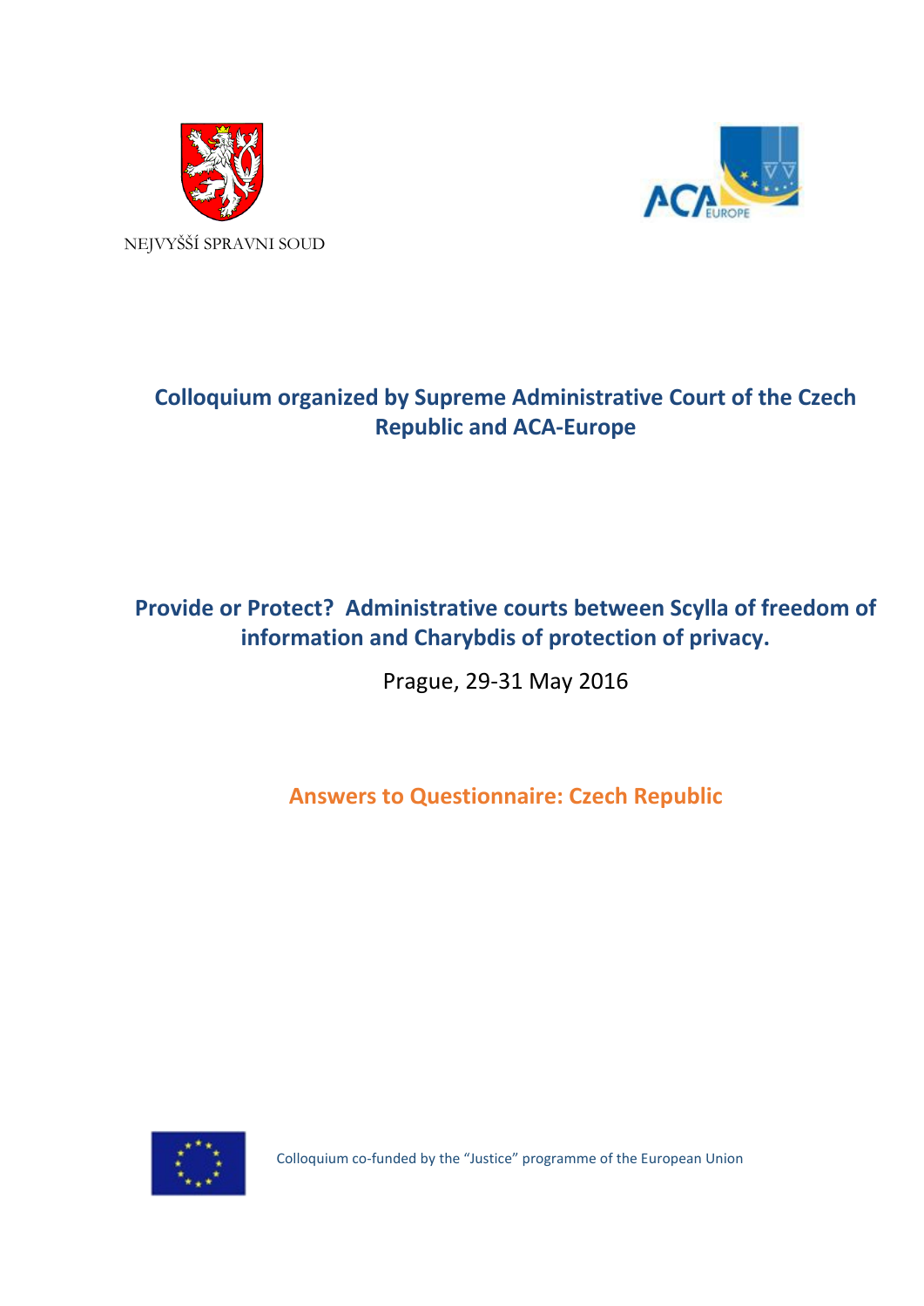NEJVYŠŠÍ SPRAVNI SOUD

**Colloquium organized by Supreme Administrative Court of the Czech Republic and ACA-Europe**

**Provide or Protect? Administrative courts between Scylla of freedom of information and Charybdis of protection of privacy.**

Prague, 29-31 May 2016

**Answers to Questionnaire: Czech Republic**

Colloquium co-funded by the "Justice" programme of the European Union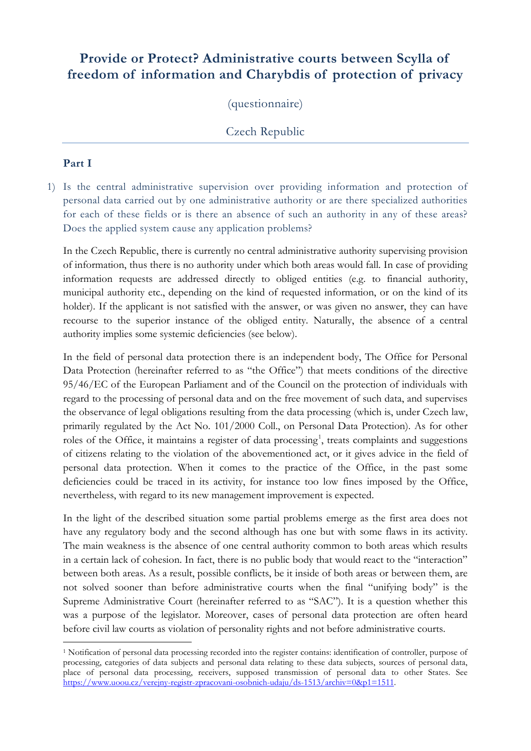# Provide or Protect? Administrative courts between Scylla of freedom of information and Charybdis of protection of privacy

(questionnaire)

Czech Republic

## Part I

1) Is the central administrative supervision over providing information and protection of personal data carried out by one administrative authority or are there specialized authorities for each of these fields or is there an absence of such an authority in any of these areas? Does the applied system cause any application problems?

In the Czech Republic, there is currently no central administrative authority supervising provision of information, thus there is no authority under which both areas would fall. In case of providing information requests are addressed directly to obliged entities (e.g. to financial authority, municipal authority etc., depending on the kind of requested information, or on the kind of its holder). If the applicant is not satisfied with the answer, or was given no answer, they can have recourse to the superior instance of the obliged entity. Naturally, the absence of a central authority implies some systemic deficiencies (see below).

In the field of personal data protection there is an independent body, The Office for Personal Data Protection (hereinafter referred to as "the Office") that meets conditions of the directive 95/46/EC of the European Parliament and of the Council on the protection of individuals with regard to the processing of personal data and on the free movement of such data, and supervises the observance of legal obligations resulting from the data processing (which is, under Czech law, primarily regulated by the Act No. 101/2000 Coll., on Personal Data Protection). As for other roles of the Office, it maintains a register of data processing[1], treats complaints and suggestions of citizens relating to the violation of the abovementioned act, or it gives advice in the field of personal data protection. When it comes to the practice of the Office, in the past some deficiencies could be traced in its activity, for instance too low fines imposed by the Office, nevertheless, with regard to its new management improvement is expected.

In the light of the described situation some partial problems emerge as the first area does not have any regulatory body and the second although has one but with some flaws in its activity. The main weakness is the absence of one central authority common to both areas which results in a certain lack of cohesion. In fact, there is no public body that would react to the "interaction" between both areas. As a result, possible conflicts, be it inside of both areas or between them, are not solved sooner than before administrative courts when the final "unifying body" is the Supreme Administrative Court (hereinafter referred to as "SAC"). It is a question whether this was a purpose of the legislator. Moreover, cases of personal data protection are often heard before civil law courts as violation of personality rights and not before administrative courts.

[1] Notification of personal data processing recorded into the register contains: identification of controller, purpose of processing, categories of data subjects and personal data relating to these data subjects, sources of personal data, place of personal data processing, receivers, supposed transmission of personal data to other States. See https://www.uoou.cz/verejny-registr-zpracovani-osobnich-udaju/ds-1513/archiv=0&p1=1511.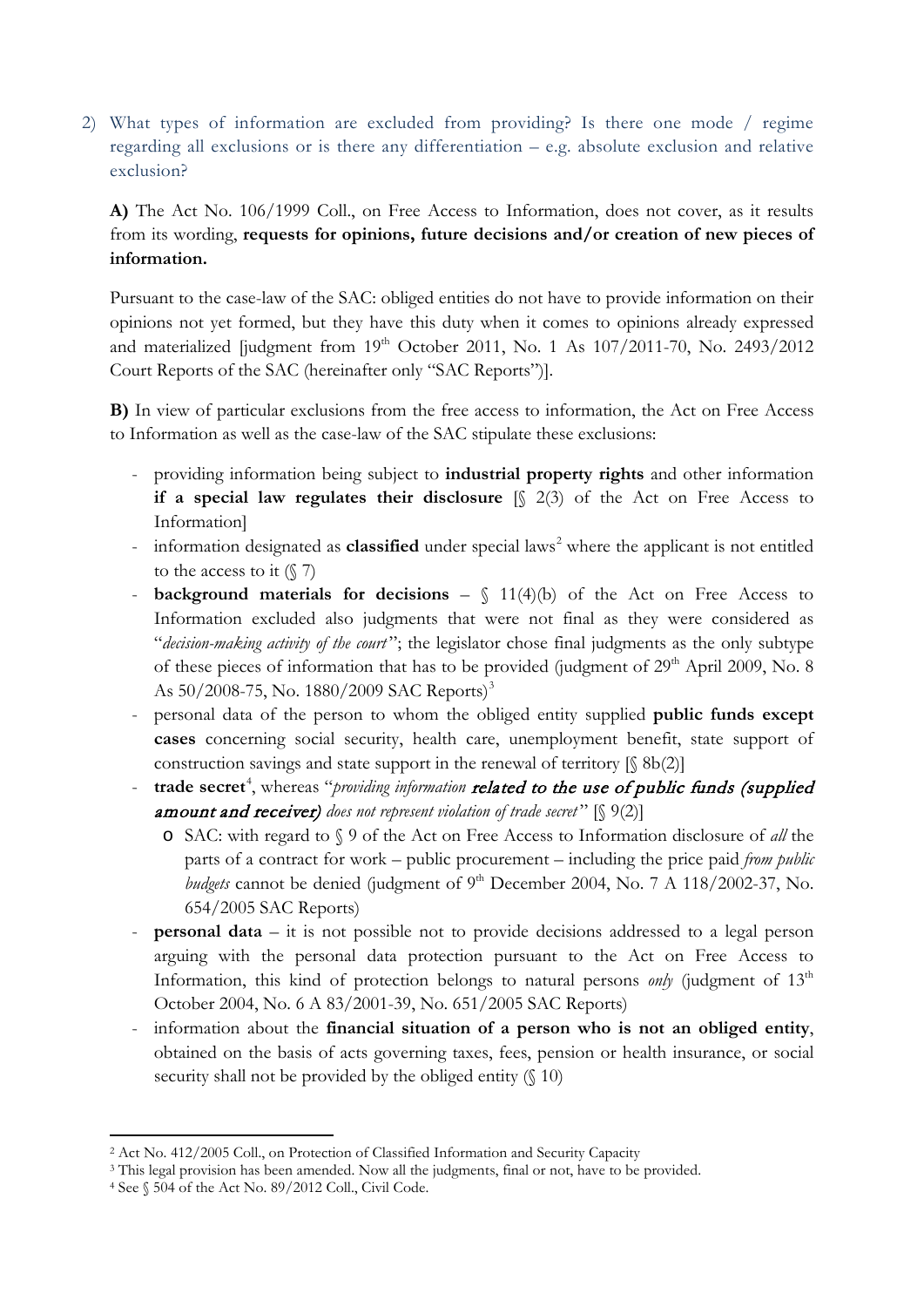2) What types of information are excluded from providing? Is there one mode / regime regarding all exclusions or is there any differentiation – e.g. absolute exclusion and relative exclusion?

**A)** The Act No. 106/1999 Coll., on Free Access to Information, does not cover, as it results from its wording, **requests for opinions, future decisions and/or creation of new pieces of information.**

Pursuant to the case-law of the SAC: obliged entities do not have to provide information on their opinions not yet formed, but they have this duty when it comes to opinions already expressed and materialized [judgment from 19th October 2011, No. 1 As 107/2011-70, No. 2493/2012 Court Reports of the SAC (hereinafter only "SAC Reports")].

**B)** In view of particular exclusions from the free access to information, the Act on Free Access to Information as well as the case-law of the SAC stipulate these exclusions:

- providing information being subject to **industrial property rights** and other information **if a special law regulates their disclosure** [§ 2(3) of the Act on Free Access to Information]
- information designated as **classified** under special laws[2] where the applicant is not entitled to the access to it (§ 7)
- **background materials for decisions** – § 11(4)(b) of the Act on Free Access to Information excluded also judgments that were not final as they were considered as "*decision-making activity of the court*"; the legislator chose final judgments as the only subtype of these pieces of information that has to be provided (judgment of 29th April 2009, No. 8 As 50/2008-75, No. 1880/2009 SAC Reports)[3]
- personal data of the person to whom the obliged entity supplied **public funds except cases** concerning social security, health care, unemployment benefit, state support of construction savings and state support in the renewal of territory [§ 8b(2)]
- **trade secret**[4], whereas "*providing information* ***related to the use of public funds (supplied amount and receiver)*** *does not represent violation of trade secret*" [§ 9(2)]
  - SAC: with regard to § 9 of the Act on Free Access to Information disclosure of *all* the parts of a contract for work – public procurement – including the price paid *from public budgets* cannot be denied (judgment of 9th December 2004, No. 7 A 118/2002-37, No. 654/2005 SAC Reports)
- **personal data** – it is not possible not to provide decisions addressed to a legal person arguing with the personal data protection pursuant to the Act on Free Access to Information, this kind of protection belongs to natural persons *only* (judgment of 13th October 2004, No. 6 A 83/2001-39, No. 651/2005 SAC Reports)
- information about the **financial situation of a person who is not an obliged entity**, obtained on the basis of acts governing taxes, fees, pension or health insurance, or social security shall not be provided by the obliged entity (§ 10)

---

[2] Act No. 412/2005 Coll., on Protection of Classified Information and Security Capacity

[3] This legal provision has been amended. Now all the judgments, final or not, have to be provided.

[4] See § 504 of the Act No. 89/2012 Coll., Civil Code.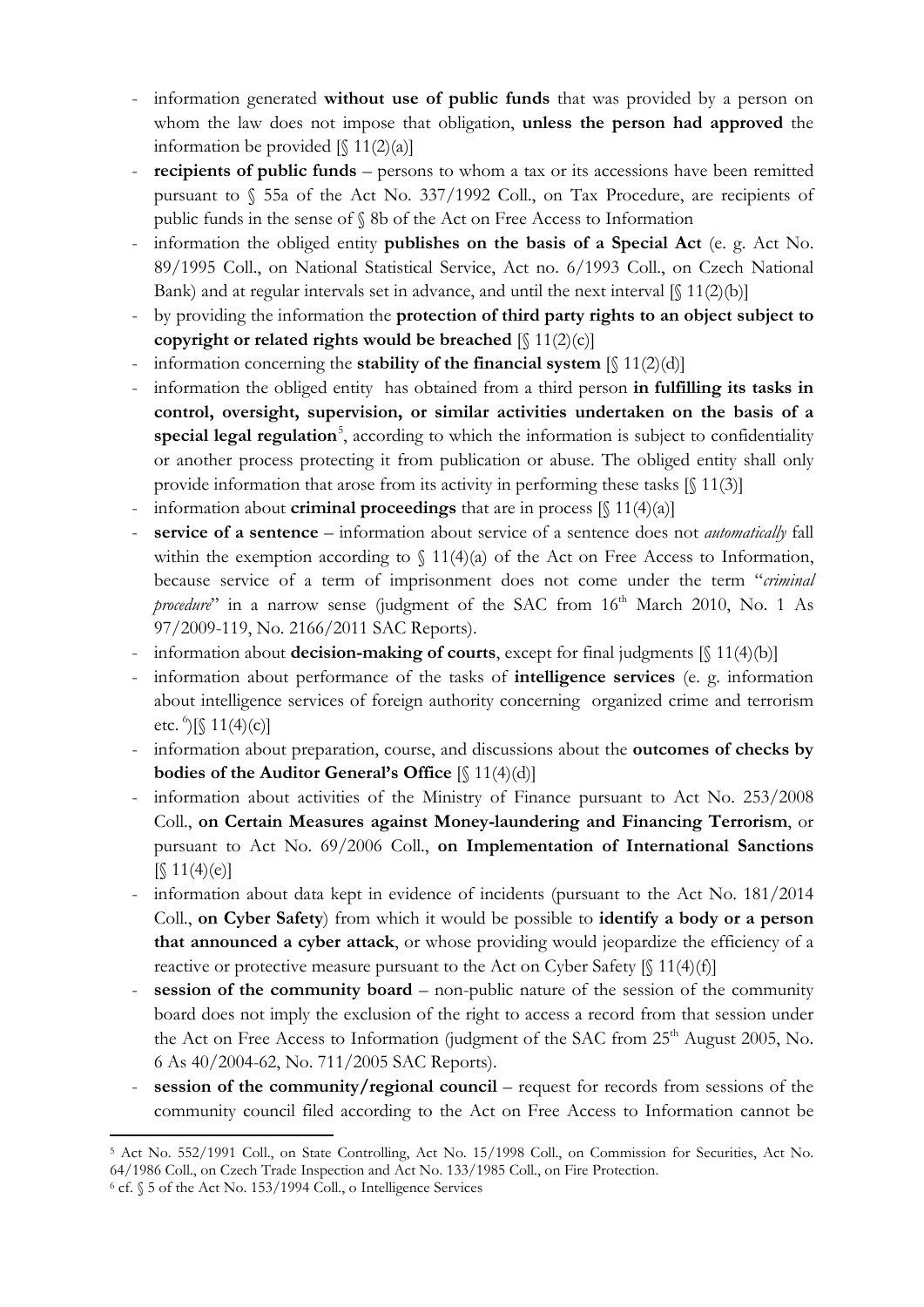- information generated **without use of public funds** that was provided by a person on whom the law does not impose that obligation, **unless the person had approved** the information be provided [§ 11(2)(a)]
- **recipients of public funds** – persons to whom a tax or its accessions have been remitted pursuant to § 55a of the Act No. 337/1992 Coll., on Tax Procedure, are recipients of public funds in the sense of § 8b of the Act on Free Access to Information
- information the obliged entity **publishes on the basis of a Special Act** (e. g. Act No. 89/1995 Coll., on National Statistical Service, Act no. 6/1993 Coll., on Czech National Bank) and at regular intervals set in advance, and until the next interval [§ 11(2)(b)]
- by providing the information the **protection of third party rights to an object subject to copyright or related rights would be breached** [§ 11(2)(c)]
- information concerning the **stability of the financial system** [§ 11(2)(d)]
- information the obliged entity has obtained from a third person **in fulfilling its tasks in control, oversight, supervision, or similar activities undertaken on the basis of a special legal regulation**[5], according to which the information is subject to confidentiality or another process protecting it from publication or abuse. The obliged entity shall only provide information that arose from its activity in performing these tasks [§ 11(3)]
- information about **criminal proceedings** that are in process [§ 11(4)(a)]
- **service of a sentence** – information about service of a sentence does not *automatically* fall within the exemption according to § 11(4)(a) of the Act on Free Access to Information, because service of a term of imprisonment does not come under the term "*criminal procedure*" in a narrow sense (judgment of the SAC from 16th March 2010, No. 1 As 97/2009-119, No. 2166/2011 SAC Reports).
- information about **decision-making of courts**, except for final judgments [§ 11(4)(b)]
- information about performance of the tasks of **intelligence services** (e. g. information about intelligence services of foreign authority concerning organized crime and terrorism etc. [6])[§ 11(4)(c)]
- information about preparation, course, and discussions about the **outcomes of checks by bodies of the Auditor General's Office** [§ 11(4)(d)]
- information about activities of the Ministry of Finance pursuant to Act No. 253/2008 Coll., **on Certain Measures against Money-laundering and Financing Terrorism**, or pursuant to Act No. 69/2006 Coll., **on Implementation of International Sanctions** [§ 11(4)(e)]
- information about data kept in evidence of incidents (pursuant to the Act No. 181/2014 Coll., **on Cyber Safety**) from which it would be possible to **identify a body or a person that announced a cyber attack**, or whose providing would jeopardize the efficiency of a reactive or protective measure pursuant to the Act on Cyber Safety [§ 11(4)(f)]
- **session of the community board** – non-public nature of the session of the community board does not imply the exclusion of the right to access a record from that session under the Act on Free Access to Information (judgment of the SAC from 25th August 2005, No. 6 As 40/2004-62, No. 711/2005 SAC Reports).
- **session of the community/regional council** – request for records from sessions of the community council filed according to the Act on Free Access to Information cannot be

---

[5] Act No. 552/1991 Coll., on State Controlling, Act No. 15/1998 Coll., on Commission for Securities, Act No. 64/1986 Coll., on Czech Trade Inspection and Act No. 133/1985 Coll., on Fire Protection.

[6] cf. § 5 of the Act No. 153/1994 Coll., o Intelligence Services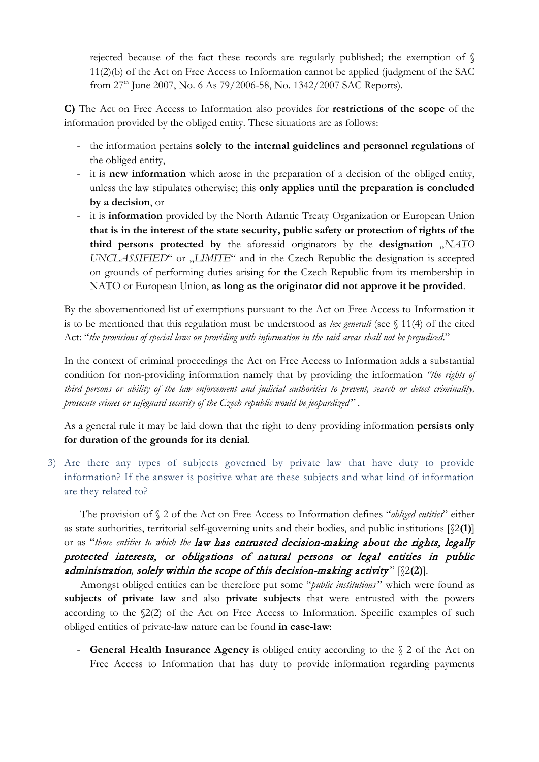rejected because of the fact these records are regularly published; the exemption of § 11(2)(b) of the Act on Free Access to Information cannot be applied (judgment of the SAC from 27th June 2007, No. 6 As 79/2006-58, No. 1342/2007 SAC Reports).

**C)** The Act on Free Access to Information also provides for **restrictions of the scope** of the information provided by the obliged entity. These situations are as follows:

- the information pertains **solely to the internal guidelines and personnel regulations** of the obliged entity,
- it is **new information** which arose in the preparation of a decision of the obliged entity, unless the law stipulates otherwise; this **only applies until the preparation is concluded by a decision**, or
- it is **information** provided by the North Atlantic Treaty Organization or European Union **that is in the interest of the state security, public safety or protection of rights of the third persons protected by** the aforesaid originators by the **designation** „*NATO UNCLASSIFIED*" or „*LIMITE*" and in the Czech Republic the designation is accepted on grounds of performing duties arising for the Czech Republic from its membership in NATO or European Union, **as long as the originator did not approve it be provided**.

By the abovementioned list of exemptions pursuant to the Act on Free Access to Information it is to be mentioned that this regulation must be understood as *lex generali* (see § 11(4) of the cited Act: "*the provisions of special laws on providing with information in the said areas shall not be prejudiced*."

In the context of criminal proceedings the Act on Free Access to Information adds a substantial condition for non-providing information namely that by providing the information *"the rights of third persons or ability of the law enforcement and judicial authorities to prevent, search or detect criminality, prosecute crimes or safeguard security of the Czech republic would be jeopardized*" .

As a general rule it may be laid down that the right to deny providing information **persists only for duration of the grounds for its denial**.

3) Are there any types of subjects governed by private law that have duty to provide information? If the answer is positive what are these subjects and what kind of information are they related to?

The provision of § 2 of the Act on Free Access to Information defines "*obliged entities*" either as state authorities, territorial self-governing units and their bodies, and public institutions [§2**(1)**] or as "*those entities to which the* ***law has entrusted decision-making about the rights, legally protected interests, or obligations of natural persons or legal entities in public administration, solely within the scope of this decision-making activity***" [§2**(2)**].

Amongst obliged entities can be therefore put some "*public institutions*" which were found as **subjects of private law** and also **private subjects** that were entrusted with the powers according to the §2(2) of the Act on Free Access to Information. Specific examples of such obliged entities of private-law nature can be found **in case-law**:

- **General Health Insurance Agency** is obliged entity according to the § 2 of the Act on Free Access to Information that has duty to provide information regarding payments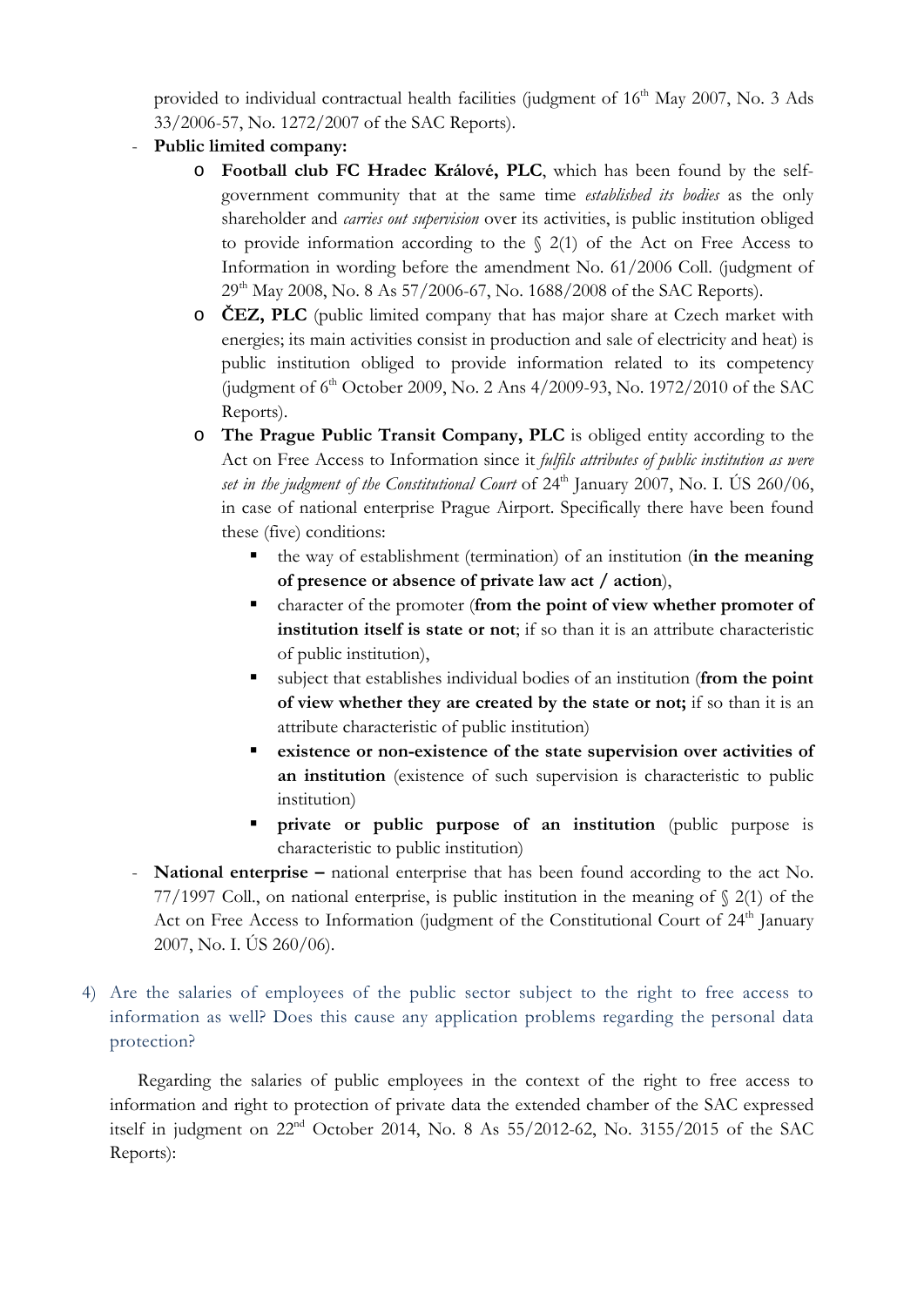provided to individual contractual health facilities (judgment of 16th May 2007, No. 3 Ads 33/2006-57, No. 1272/2007 of the SAC Reports).

- **Public limited company:**
  - **Football club FC Hradec Králové, PLC**, which has been found by the self-government community that at the same time *established its bodies* as the only shareholder and *carries out supervision* over its activities, is public institution obliged to provide information according to the § 2(1) of the Act on Free Access to Information in wording before the amendment No. 61/2006 Coll. (judgment of 29th May 2008, No. 8 As 57/2006-67, No. 1688/2008 of the SAC Reports).
  - **ČEZ, PLC** (public limited company that has major share at Czech market with energies; its main activities consist in production and sale of electricity and heat) is public institution obliged to provide information related to its competency (judgment of 6th October 2009, No. 2 Ans 4/2009-93, No. 1972/2010 of the SAC Reports).
  - **The Prague Public Transit Company, PLC** is obliged entity according to the Act on Free Access to Information since it *fulfils attributes of public institution as were set in the judgment of the Constitutional Court* of 24th January 2007, No. I. ÚS 260/06, in case of national enterprise Prague Airport. Specifically there have been found these (five) conditions:
    - the way of establishment (termination) of an institution (**in the meaning of presence or absence of private law act / action**),
    - character of the promoter (**from the point of view whether promoter of institution itself is state or not**; if so than it is an attribute characteristic of public institution),
    - subject that establishes individual bodies of an institution (**from the point of view whether they are created by the state or not;** if so than it is an attribute characteristic of public institution)
    - **existence or non-existence of the state supervision over activities of an institution** (existence of such supervision is characteristic to public institution)
    - **private or public purpose of an institution** (public purpose is characteristic to public institution)
- **National enterprise –** national enterprise that has been found according to the act No. 77/1997 Coll., on national enterprise, is public institution in the meaning of § 2(1) of the Act on Free Access to Information (judgment of the Constitutional Court of 24th January 2007, No. I. ÚS 260/06).

4) Are the salaries of employees of the public sector subject to the right to free access to information as well? Does this cause any application problems regarding the personal data protection?

Regarding the salaries of public employees in the context of the right to free access to information and right to protection of private data the extended chamber of the SAC expressed itself in judgment on 22nd October 2014, No. 8 As 55/2012-62, No. 3155/2015 of the SAC Reports):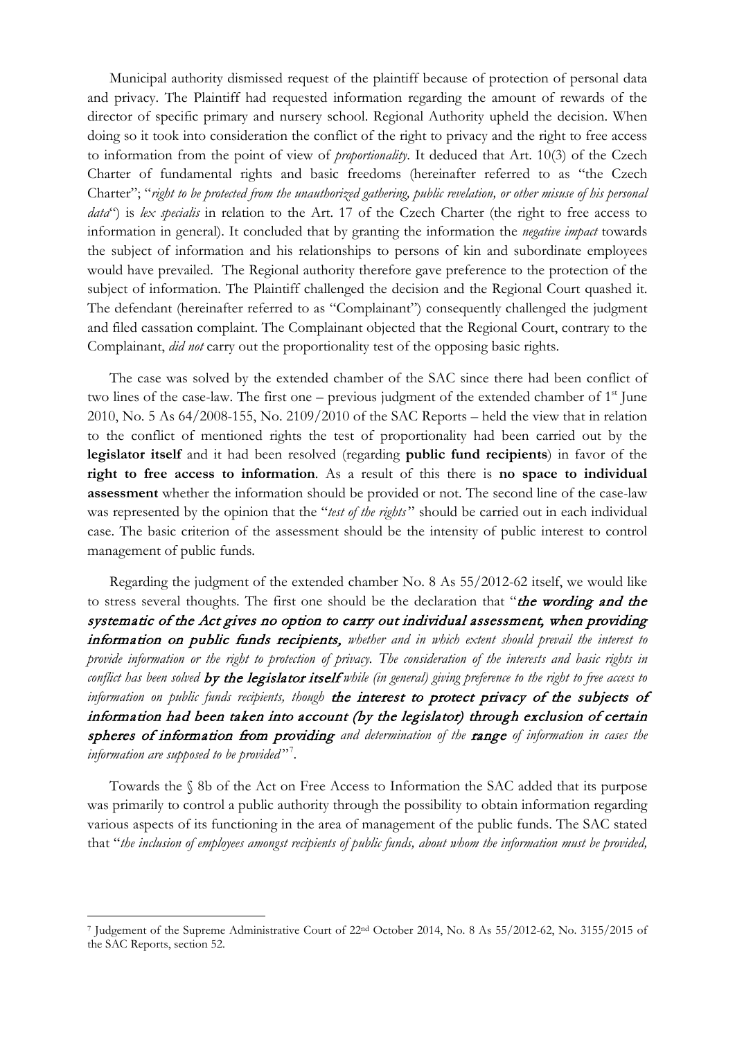Municipal authority dismissed request of the plaintiff because of protection of personal data and privacy. The Plaintiff had requested information regarding the amount of rewards of the director of specific primary and nursery school. Regional Authority upheld the decision. When doing so it took into consideration the conflict of the right to privacy and the right to free access to information from the point of view of *proportionality*. It deduced that Art. 10(3) of the Czech Charter of fundamental rights and basic freedoms (hereinafter referred to as "the Czech Charter"; "*right to be protected from the unauthorized gathering, public revelation, or other misuse of his personal data*") is *lex specialis* in relation to the Art. 17 of the Czech Charter (the right to free access to information in general). It concluded that by granting the information the *negative impact* towards the subject of information and his relationships to persons of kin and subordinate employees would have prevailed. The Regional authority therefore gave preference to the protection of the subject of information. The Plaintiff challenged the decision and the Regional Court quashed it. The defendant (hereinafter referred to as "Complainant") consequently challenged the judgment and filed cassation complaint. The Complainant objected that the Regional Court, contrary to the Complainant, *did not* carry out the proportionality test of the opposing basic rights.

The case was solved by the extended chamber of the SAC since there had been conflict of two lines of the case-law. The first one – previous judgment of the extended chamber of 1st June 2010, No. 5 As 64/2008-155, No. 2109/2010 of the SAC Reports – held the view that in relation to the conflict of mentioned rights the test of proportionality had been carried out by the **legislator itself** and it had been resolved (regarding **public fund recipients**) in favor of the **right to free access to information**. As a result of this there is **no space to individual assessment** whether the information should be provided or not. The second line of the case-law was represented by the opinion that the "*test of the rights*" should be carried out in each individual case. The basic criterion of the assessment should be the intensity of public interest to control management of public funds.

Regarding the judgment of the extended chamber No. 8 As 55/2012-62 itself, we would like to stress several thoughts. The first one should be the declaration that "***the wording and the systematic of the Act gives no option to carry out individual assessment, when providing information on public funds recipients,*** *whether and in which extent should prevail the interest to provide information or the right to protection of privacy. The consideration of the interests and basic rights in conflict has been solved* ***by the legislator itself*** *while (in general) giving preference to the right to free access to information on public funds recipients, though* ***the interest to protect privacy of the subjects of information had been taken into account (by the legislator) through exclusion of certain spheres of information from providing*** *and determination of the* ***range*** *of information in cases the information are supposed to be provided*"[7].

Towards the § 8b of the Act on Free Access to Information the SAC added that its purpose was primarily to control a public authority through the possibility to obtain information regarding various aspects of its functioning in the area of management of the public funds. The SAC stated that "*the inclusion of employees amongst recipients of public funds, about whom the information must be provided,*

[7] Judgement of the Supreme Administrative Court of 22nd October 2014, No. 8 As 55/2012-62, No. 3155/2015 of the SAC Reports, section 52.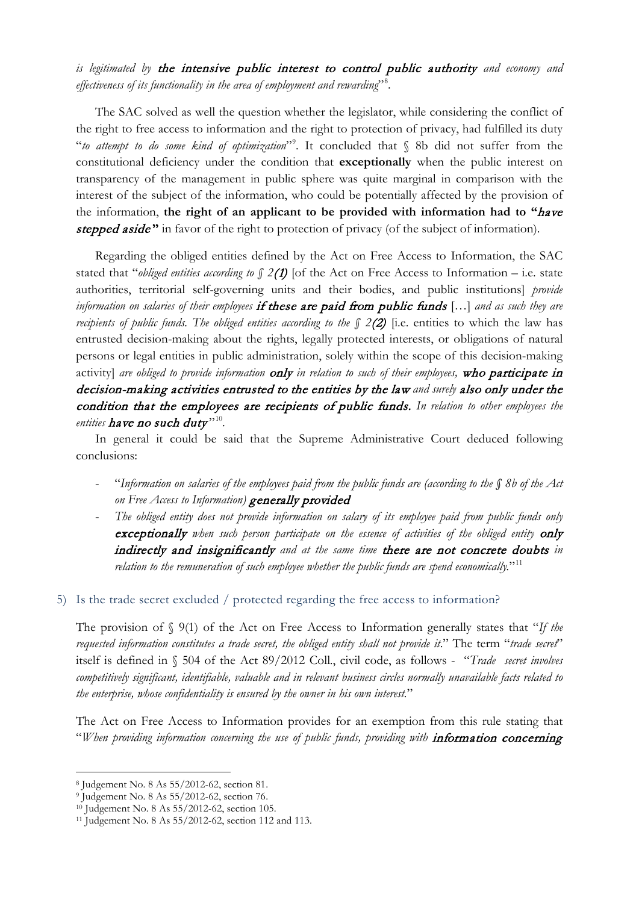*is legitimated by* ***the intensive public interest to control public authority*** *and economy and effectiveness of its functionality in the area of employment and rewarding*"[8].

The SAC solved as well the question whether the legislator, while considering the conflict of the right to free access to information and the right to protection of privacy, had fulfilled its duty "*to attempt to do some kind of optimization*"[9]. It concluded that § 8b did not suffer from the constitutional deficiency under the condition that **exceptionally** when the public interest on transparency of the management in public sphere was quite marginal in comparison with the interest of the subject of the information, who could be potentially affected by the provision of the information, **the right of an applicant to be provided with information had to "*have stepped aside*"** in favor of the right to protection of privacy (of the subject of information).

Regarding the obliged entities defined by the Act on Free Access to Information, the SAC stated that "*obliged entities according to § 2**(1)*** [of the Act on Free Access to Information – i.e. state authorities, territorial self-governing units and their bodies, and public institutions] *provide information on salaries of their employees* ***if these are paid from public funds*** […] *and as such they are recipients of public funds. The obliged entities according to the § 2**(2)*** [i.e. entities to which the law has entrusted decision-making about the rights, legally protected interests, or obligations of natural persons or legal entities in public administration, solely within the scope of this decision-making activity] *are obliged to provide information* ***only*** *in relation to such of their employees,* ***who participate in decision-making activities entrusted to the entities by the law*** *and surely* ***also only under the condition that the employees are recipients of public funds.*** *In relation to other employees the entities* ***have no such duty***"[10].

In general it could be said that the Supreme Administrative Court deduced following conclusions:

- "*Information on salaries of the employees paid from the public funds are (according to the § 8b of the Act on Free Access to Information)* ***generally provided***
- *The obliged entity does not provide information on salary of its employee paid from public funds only* ***exceptionally*** *when such person participate on the essence of activities of the obliged entity* ***only indirectly and insignificantly*** *and at the same time* ***there are not concrete doubts*** *in relation to the remuneration of such employee whether the public funds are spend economically.*"[11]

## 5) Is the trade secret excluded / protected regarding the free access to information?

The provision of § 9(1) of the Act on Free Access to Information generally states that "*If the requested information constitutes a trade secret, the obliged entity shall not provide it.*" The term "*trade secret*" itself is defined in § 504 of the Act 89/2012 Coll., civil code, as follows - "*Trade secret involves competitively significant, identifiable, valuable and in relevant business circles normally unavailable facts related to the enterprise, whose confidentiality is ensured by the owner in his own interest.*"

The Act on Free Access to Information provides for an exemption from this rule stating that "*When providing information concerning the use of public funds, providing with* ***information concerning***

---

[8] Judgement No. 8 As 55/2012-62, section 81.

[9] Judgement No. 8 As 55/2012-62, section 76.

[10] Judgement No. 8 As 55/2012-62, section 105.

[11] Judgement No. 8 As 55/2012-62, section 112 and 113.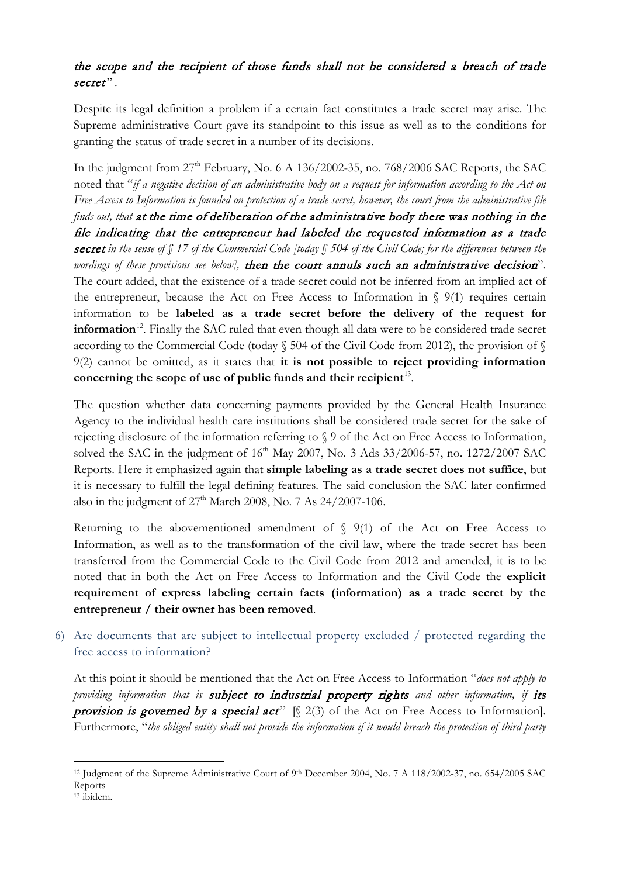*the scope and the recipient of those funds shall not be considered a breach of trade secret*".

Despite its legal definition a problem if a certain fact constitutes a trade secret may arise. The Supreme administrative Court gave its standpoint to this issue as well as to the conditions for granting the status of trade secret in a number of its decisions.

In the judgment from 27th February, No. 6 A 136/2002-35, no. 768/2006 SAC Reports, the SAC noted that "*if a negative decision of an administrative body on a request for information according to the Act on Free Access to Information is founded on protection of a trade secret, however, the court from the administrative file finds out, that* ***at the time of deliberation of the administrative body there was nothing in the file indicating that the entrepreneur had labeled the requested information as a trade secret*** *in the sense of § 17 of the Commercial Code [today § 504 of the Civil Code; for the differences between the wordings of these provisions see below],* ***then the court annuls such an administrative decision***". The court added, that the existence of a trade secret could not be inferred from an implied act of the entrepreneur, because the Act on Free Access to Information in § 9(1) requires certain information to be **labeled as a trade secret before the delivery of the request for information**[12]. Finally the SAC ruled that even though all data were to be considered trade secret according to the Commercial Code (today § 504 of the Civil Code from 2012), the provision of § 9(2) cannot be omitted, as it states that **it is not possible to reject providing information concerning the scope of use of public funds and their recipient**[13].

The question whether data concerning payments provided by the General Health Insurance Agency to the individual health care institutions shall be considered trade secret for the sake of rejecting disclosure of the information referring to § 9 of the Act on Free Access to Information, solved the SAC in the judgment of 16th May 2007, No. 3 Ads 33/2006-57, no. 1272/2007 SAC Reports. Here it emphasized again that **simple labeling as a trade secret does not suffice**, but it is necessary to fulfill the legal defining features. The said conclusion the SAC later confirmed also in the judgment of 27th March 2008, No. 7 As 24/2007-106.

Returning to the abovementioned amendment of § 9(1) of the Act on Free Access to Information, as well as to the transformation of the civil law, where the trade secret has been transferred from the Commercial Code to the Civil Code from 2012 and amended, it is to be noted that in both the Act on Free Access to Information and the Civil Code the **explicit requirement of express labeling certain facts (information) as a trade secret by the entrepreneur / their owner has been removed**.

6) Are documents that are subject to intellectual property excluded / protected regarding the free access to information?

At this point it should be mentioned that the Act on Free Access to Information "*does not apply to providing information that is* ***subject to industrial property rights*** *and other information, if* ***its provision is governed by a special act***" [§ 2(3) of the Act on Free Access to Information]. Furthermore, "*the obliged entity shall not provide the information if it would breach the protection of third party*

---

[12] Judgment of the Supreme Administrative Court of 9th December 2004, No. 7 A 118/2002-37, no. 654/2005 SAC Reports

[13] ibidem.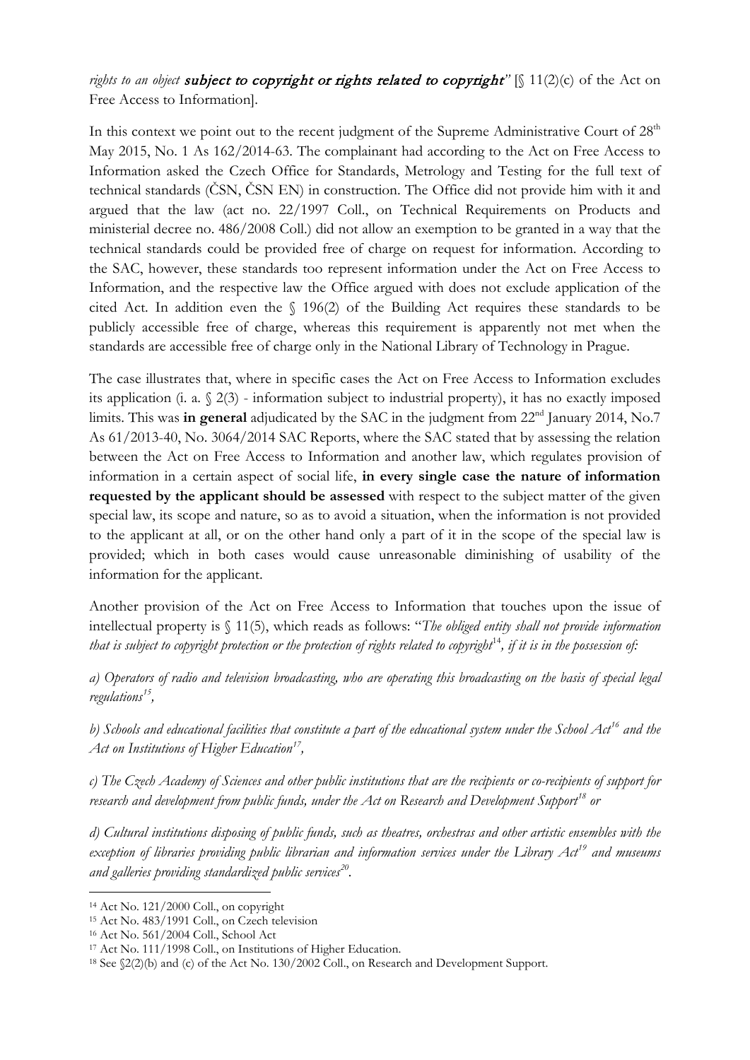*rights to an object* ***subject to copyright or rights related to copyright*** " [§ 11(2)(c) of the Act on Free Access to Information].

In this context we point out to the recent judgment of the Supreme Administrative Court of 28th May 2015, No. 1 As 162/2014-63. The complainant had according to the Act on Free Access to Information asked the Czech Office for Standards, Metrology and Testing for the full text of technical standards (ČSN, ČSN EN) in construction. The Office did not provide him with it and argued that the law (act no. 22/1997 Coll., on Technical Requirements on Products and ministerial decree no. 486/2008 Coll.) did not allow an exemption to be granted in a way that the technical standards could be provided free of charge on request for information. According to the SAC, however, these standards too represent information under the Act on Free Access to Information, and the respective law the Office argued with does not exclude application of the cited Act. In addition even the § 196(2) of the Building Act requires these standards to be publicly accessible free of charge, whereas this requirement is apparently not met when the standards are accessible free of charge only in the National Library of Technology in Prague.

The case illustrates that, where in specific cases the Act on Free Access to Information excludes its application (i. a. § 2(3) - information subject to industrial property), it has no exactly imposed limits. This was **in general** adjudicated by the SAC in the judgment from 22nd January 2014, No.7 As 61/2013-40, No. 3064/2014 SAC Reports, where the SAC stated that by assessing the relation between the Act on Free Access to Information and another law, which regulates provision of information in a certain aspect of social life, **in every single case the nature of information requested by the applicant should be assessed** with respect to the subject matter of the given special law, its scope and nature, so as to avoid a situation, when the information is not provided to the applicant at all, or on the other hand only a part of it in the scope of the special law is provided; which in both cases would cause unreasonable diminishing of usability of the information for the applicant.

Another provision of the Act on Free Access to Information that touches upon the issue of intellectual property is § 11(5), which reads as follows: "*The obliged entity shall not provide information that is subject to copyright protection or the protection of rights related to copyright*[14]*, if it is in the possession of:*

*a) Operators of radio and television broadcasting, who are operating this broadcasting on the basis of special legal regulations*[15]*,*

*b) Schools and educational facilities that constitute a part of the educational system under the School Act*[16] *and the Act on Institutions of Higher Education*[17]*,*

*c) The Czech Academy of Sciences and other public institutions that are the recipients or co-recipients of support for research and development from public funds, under the Act on Research and Development Support*[18] *or*

*d) Cultural institutions disposing of public funds, such as theatres, orchestras and other artistic ensembles with the exception of libraries providing public librarian and information services under the Library Act*[19] *and museums and galleries providing standardized public services*[20]*.*

---

[14] Act No. 121/2000 Coll., on copyright

[15] Act No. 483/1991 Coll., on Czech television

[16] Act No. 561/2004 Coll., School Act

[17] Act No. 111/1998 Coll., on Institutions of Higher Education.

[18] See §2(2)(b) and (c) of the Act No. 130/2002 Coll., on Research and Development Support.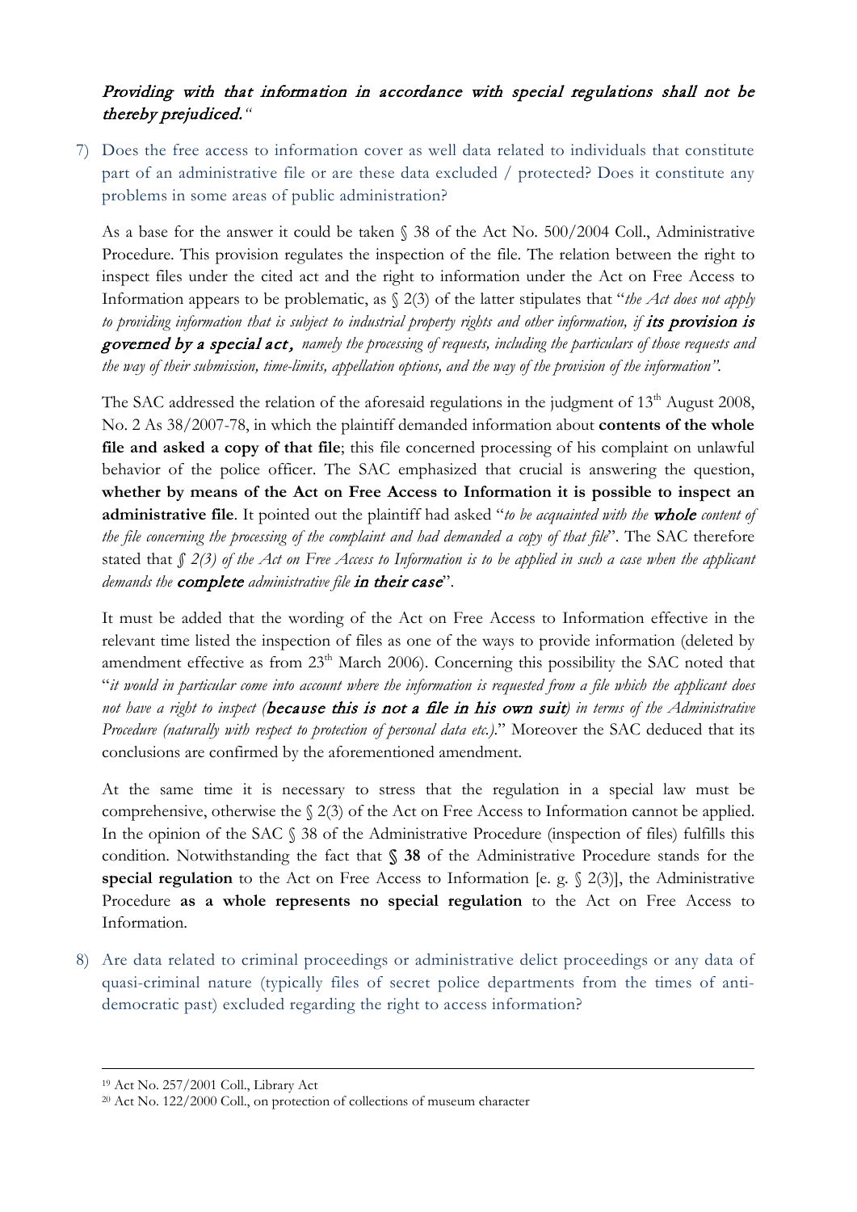*Providing with that information in accordance with special regulations shall not be thereby prejudiced.*"

7) Does the free access to information cover as well data related to individuals that constitute part of an administrative file or are these data excluded / protected? Does it constitute any problems in some areas of public administration?

As a base for the answer it could be taken § 38 of the Act No. 500/2004 Coll., Administrative Procedure. This provision regulates the inspection of the file. The relation between the right to inspect files under the cited act and the right to information under the Act on Free Access to Information appears to be problematic, as § 2(3) of the latter stipulates that "*the Act does not apply to providing information that is subject to industrial property rights and other information, if* ***its provision is governed by a special act****, namely the processing of requests, including the particulars of those requests and the way of their submission, time-limits, appellation options, and the way of the provision of the information"*.

The SAC addressed the relation of the aforesaid regulations in the judgment of 13th August 2008, No. 2 As 38/2007-78, in which the plaintiff demanded information about **contents of the whole file and asked a copy of that file**; this file concerned processing of his complaint on unlawful behavior of the police officer. The SAC emphasized that crucial is answering the question, **whether by means of the Act on Free Access to Information it is possible to inspect an administrative file**. It pointed out the plaintiff had asked "*to be acquainted with the* ***whole*** *content of the file concerning the processing of the complaint and had demanded a copy of that file*". The SAC therefore stated that *§ 2(3) of the Act on Free Access to Information is to be applied in such a case when the applicant demands the* ***complete*** *administrative file* ***in their case***".

It must be added that the wording of the Act on Free Access to Information effective in the relevant time listed the inspection of files as one of the ways to provide information (deleted by amendment effective as from 23th March 2006). Concerning this possibility the SAC noted that "*it would in particular come into account where the information is requested from a file which the applicant does not have a right to inspect (****because this is not a file in his own suit****) in terms of the Administrative Procedure (naturally with respect to protection of personal data etc.).*" Moreover the SAC deduced that its conclusions are confirmed by the aforementioned amendment.

At the same time it is necessary to stress that the regulation in a special law must be comprehensive, otherwise the § 2(3) of the Act on Free Access to Information cannot be applied. In the opinion of the SAC § 38 of the Administrative Procedure (inspection of files) fulfills this condition. Notwithstanding the fact that **§ 38** of the Administrative Procedure stands for the **special regulation** to the Act on Free Access to Information [e. g. § 2(3)], the Administrative Procedure **as a whole represents no special regulation** to the Act on Free Access to Information.

8) Are data related to criminal proceedings or administrative delict proceedings or any data of quasi-criminal nature (typically files of secret police departments from the times of anti-democratic past) excluded regarding the right to access information?

---

[19] Act No. 257/2001 Coll., Library Act

[20] Act No. 122/2000 Coll., on protection of collections of museum character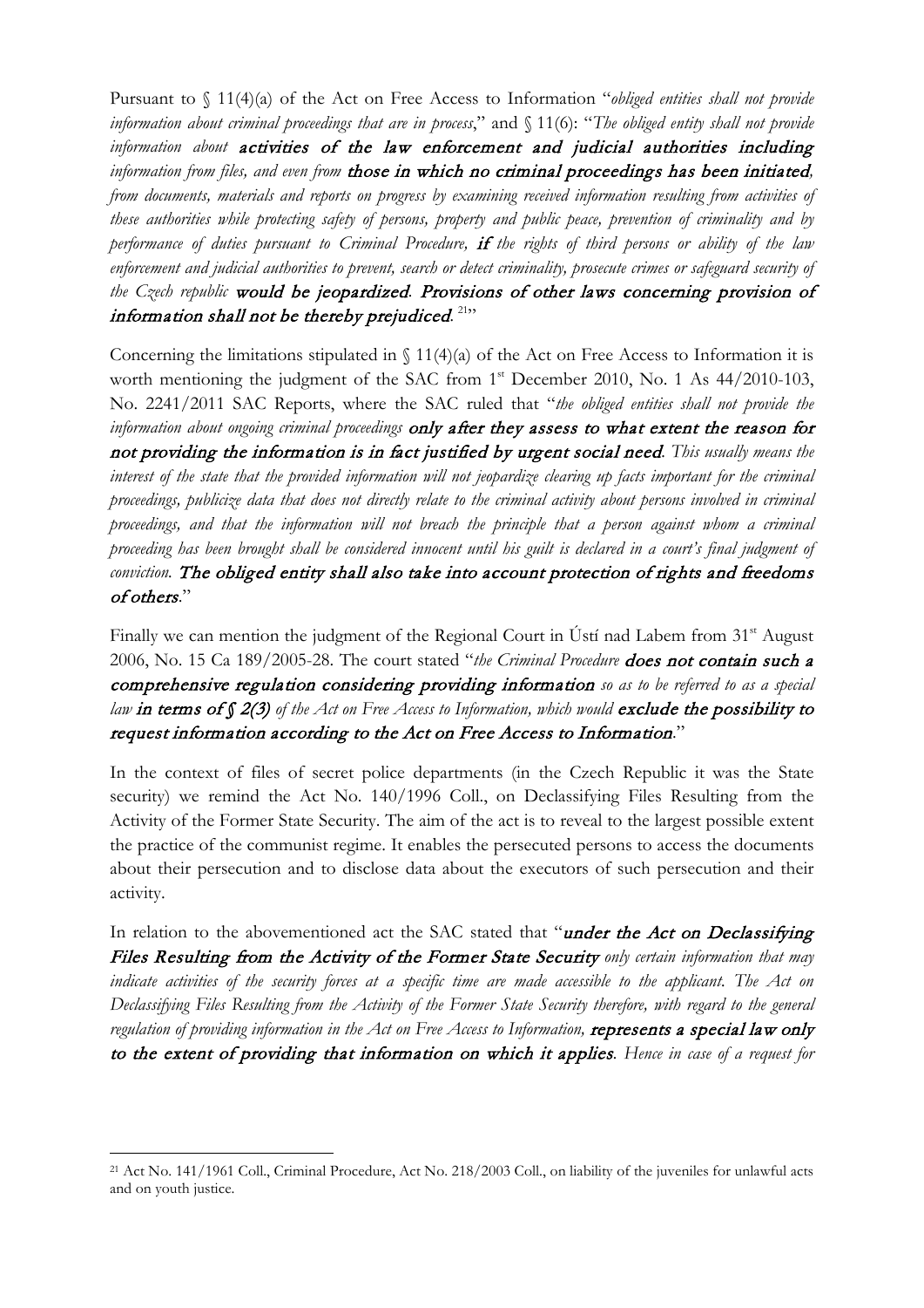Pursuant to § 11(4)(a) of the Act on Free Access to Information "*obliged entities shall not provide information about criminal proceedings that are in process*," and § 11(6): "*The obliged entity shall not provide information about* ***activities of the law enforcement and judicial authorities including*** *information from files, and even from* ***those in which no criminal proceedings has been initiated****, from documents, materials and reports on progress by examining received information resulting from activities of these authorities while protecting safety of persons, property and public peace, prevention of criminality and by performance of duties pursuant to Criminal Procedure,* ***if*** *the rights of third persons or ability of the law enforcement and judicial authorities to prevent, search or detect criminality, prosecute crimes or safeguard security of the Czech republic* ***would be jeopardized****.* ***Provisions of other laws concerning provision of information shall not be thereby prejudiced****.*[21]"

Concerning the limitations stipulated in § 11(4)(a) of the Act on Free Access to Information it is worth mentioning the judgment of the SAC from 1st December 2010, No. 1 As 44/2010-103, No. 2241/2011 SAC Reports, where the SAC ruled that "*the obliged entities shall not provide the information about ongoing criminal proceedings* ***only after they assess to what extent the reason for not providing the information is in fact justified by urgent social need****. This usually means the interest of the state that the provided information will not jeopardize clearing up facts important for the criminal proceedings, publicize data that does not directly relate to the criminal activity about persons involved in criminal proceedings, and that the information will not breach the principle that a person against whom a criminal proceeding has been brought shall be considered innocent until his guilt is declared in a court's final judgment of conviction.* ***The obliged entity shall also take into account protection of rights and freedoms of others****.*"

Finally we can mention the judgment of the Regional Court in Ústí nad Labem from 31st August 2006, No. 15 Ca 189/2005-28. The court stated "*the Criminal Procedure* ***does not contain such a comprehensive regulation considering providing information*** *so as to be referred to as a special law* ***in terms of § 2(3)*** *of the Act on Free Access to Information, which would* ***exclude the possibility to request information according to the Act on Free Access to Information****.*"

In the context of files of secret police departments (in the Czech Republic it was the State security) we remind the Act No. 140/1996 Coll., on Declassifying Files Resulting from the Activity of the Former State Security. The aim of the act is to reveal to the largest possible extent the practice of the communist regime. It enables the persecuted persons to access the documents about their persecution and to disclose data about the executors of such persecution and their activity.

In relation to the abovementioned act the SAC stated that "***under the Act on Declassifying Files Resulting from the Activity of the Former State Security*** *only certain information that may indicate activities of the security forces at a specific time are made accessible to the applicant. The Act on Declassifying Files Resulting from the Activity of the Former State Security therefore, with regard to the general regulation of providing information in the Act on Free Access to Information,* ***represents a special law only to the extent of providing that information on which it applies****. Hence in case of a request for*

---

[21] Act No. 141/1961 Coll., Criminal Procedure, Act No. 218/2003 Coll., on liability of the juveniles for unlawful acts and on youth justice.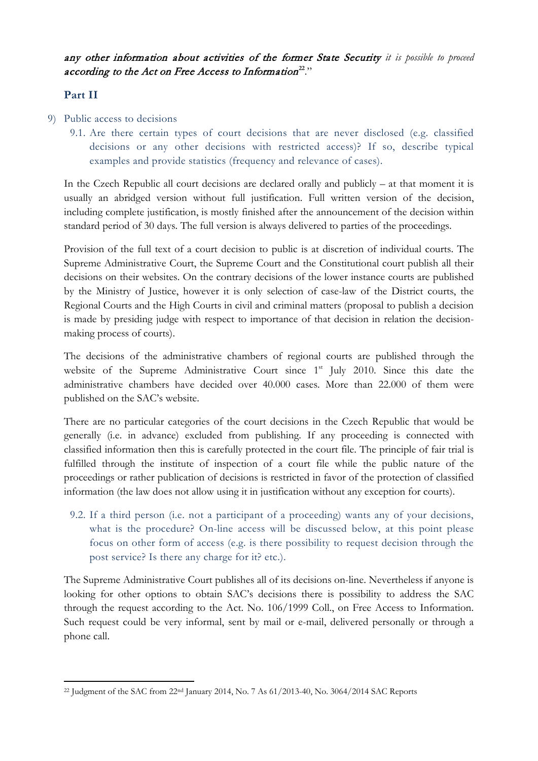*any other information about activities of the former State Security it is possible to proceed according to the Act on Free Access to Information*[22]."

## Part II

9) Public access to decisions

### 9.1. Are there certain types of court decisions that are never disclosed (e.g. classified decisions or any other decisions with restricted access)? If so, describe typical examples and provide statistics (frequency and relevance of cases).

In the Czech Republic all court decisions are declared orally and publicly – at that moment it is usually an abridged version without full justification. Full written version of the decision, including complete justification, is mostly finished after the announcement of the decision within standard period of 30 days. The full version is always delivered to parties of the proceedings.

Provision of the full text of a court decision to public is at discretion of individual courts. The Supreme Administrative Court, the Supreme Court and the Constitutional court publish all their decisions on their websites. On the contrary decisions of the lower instance courts are published by the Ministry of Justice, however it is only selection of case-law of the District courts, the Regional Courts and the High Courts in civil and criminal matters (proposal to publish a decision is made by presiding judge with respect to importance of that decision in relation the decision-making process of courts).

The decisions of the administrative chambers of regional courts are published through the website of the Supreme Administrative Court since 1st July 2010. Since this date the administrative chambers have decided over 40.000 cases. More than 22.000 of them were published on the SAC's website.

There are no particular categories of the court decisions in the Czech Republic that would be generally (i.e. in advance) excluded from publishing. If any proceeding is connected with classified information then this is carefully protected in the court file. The principle of fair trial is fulfilled through the institute of inspection of a court file while the public nature of the proceedings or rather publication of decisions is restricted in favor of the protection of classified information (the law does not allow using it in justification without any exception for courts).

### 9.2. If a third person (i.e. not a participant of a proceeding) wants any of your decisions, what is the procedure? On-line access will be discussed below, at this point please focus on other form of access (e.g. is there possibility to request decision through the post service? Is there any charge for it? etc.).

The Supreme Administrative Court publishes all of its decisions on-line. Nevertheless if anyone is looking for other options to obtain SAC's decisions there is possibility to address the SAC through the request according to the Act. No. 106/1999 Coll., on Free Access to Information. Such request could be very informal, sent by mail or e-mail, delivered personally or through a phone call.

---

[22] Judgment of the SAC from 22nd January 2014, No. 7 As 61/2013-40, No. 3064/2014 SAC Reports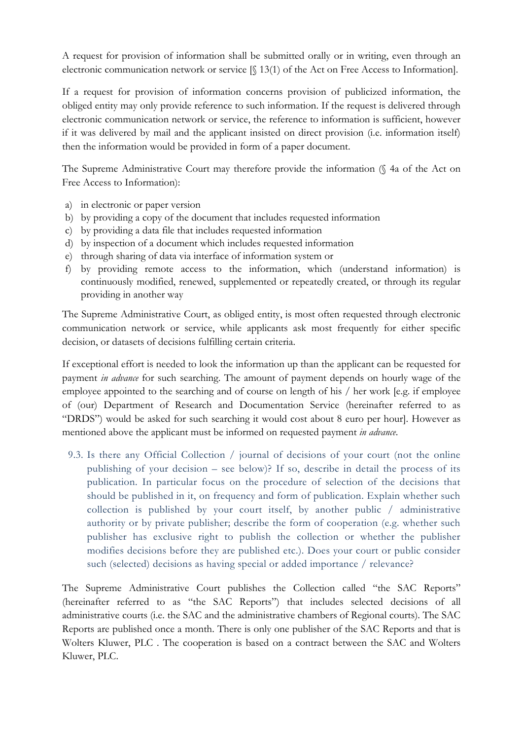A request for provision of information shall be submitted orally or in writing, even through an electronic communication network or service [§ 13(1) of the Act on Free Access to Information].

If a request for provision of information concerns provision of publicized information, the obliged entity may only provide reference to such information. If the request is delivered through electronic communication network or service, the reference to information is sufficient, however if it was delivered by mail and the applicant insisted on direct provision (i.e. information itself) then the information would be provided in form of a paper document.

The Supreme Administrative Court may therefore provide the information (§ 4a of the Act on Free Access to Information):

a) in electronic or paper version
b) by providing a copy of the document that includes requested information
c) by providing a data file that includes requested information
d) by inspection of a document which includes requested information
e) through sharing of data via interface of information system or
f) by providing remote access to the information, which (understand information) is continuously modified, renewed, supplemented or repeatedly created, or through its regular providing in another way

The Supreme Administrative Court, as obliged entity, is most often requested through electronic communication network or service, while applicants ask most frequently for either specific decision, or datasets of decisions fulfilling certain criteria.

If exceptional effort is needed to look the information up than the applicant can be requested for payment *in advance* for such searching. The amount of payment depends on hourly wage of the employee appointed to the searching and of course on length of his / her work [e.g. if employee of (our) Department of Research and Documentation Service (hereinafter referred to as "DRDS") would be asked for such searching it would cost about 8 euro per hour]. However as mentioned above the applicant must be informed on requested payment *in advance*.

9.3. Is there any Official Collection / journal of decisions of your court (not the online publishing of your decision – see below)? If so, describe in detail the process of its publication. In particular focus on the procedure of selection of the decisions that should be published in it, on frequency and form of publication. Explain whether such collection is published by your court itself, by another public / administrative authority or by private publisher; describe the form of cooperation (e.g. whether such publisher has exclusive right to publish the collection or whether the publisher modifies decisions before they are published etc.). Does your court or public consider such (selected) decisions as having special or added importance / relevance?

The Supreme Administrative Court publishes the Collection called "the SAC Reports" (hereinafter referred to as "the SAC Reports") that includes selected decisions of all administrative courts (i.e. the SAC and the administrative chambers of Regional courts). The SAC Reports are published once a month. There is only one publisher of the SAC Reports and that is Wolters Kluwer, PLC . The cooperation is based on a contract between the SAC and Wolters Kluwer, PLC.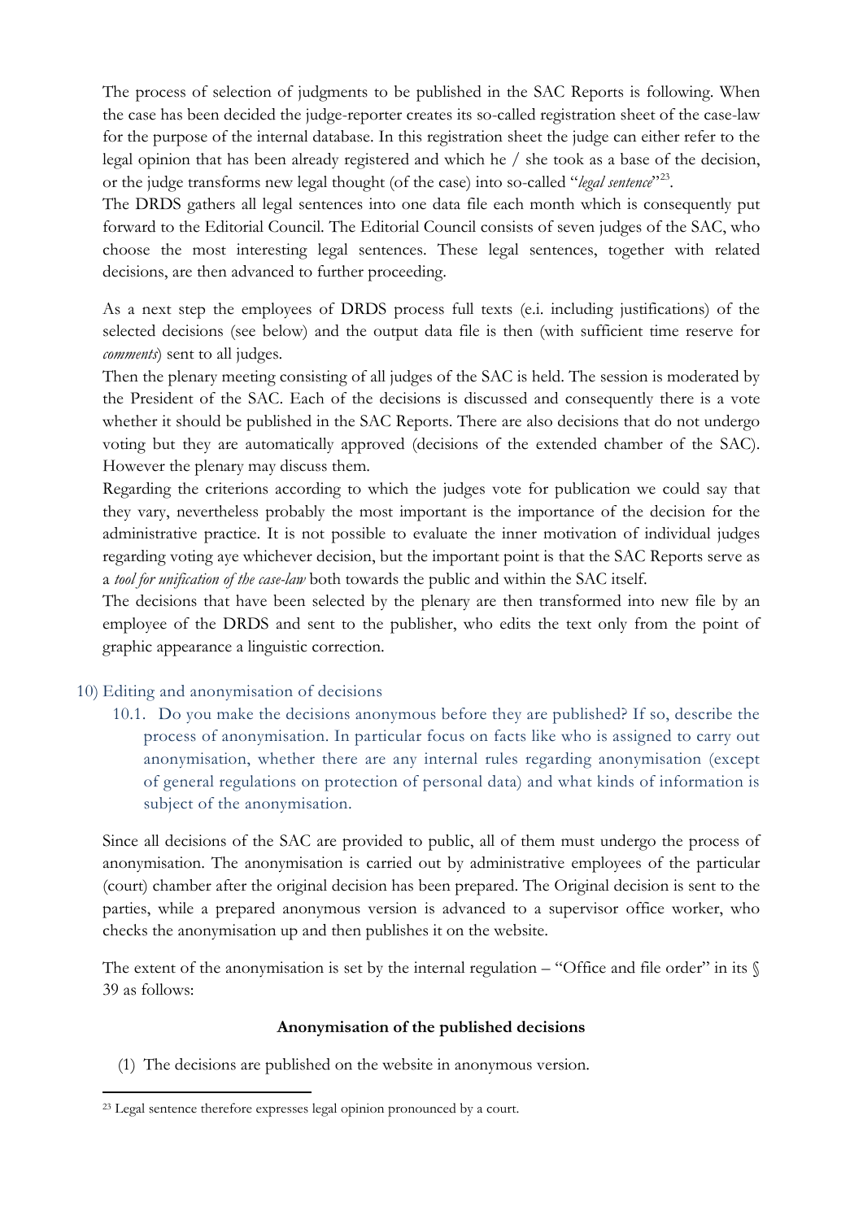The process of selection of judgments to be published in the SAC Reports is following. When the case has been decided the judge-reporter creates its so-called registration sheet of the case-law for the purpose of the internal database. In this registration sheet the judge can either refer to the legal opinion that has been already registered and which he / she took as a base of the decision, or the judge transforms new legal thought (of the case) into so-called "*legal sentence*"[23].

The DRDS gathers all legal sentences into one data file each month which is consequently put forward to the Editorial Council. The Editorial Council consists of seven judges of the SAC, who choose the most interesting legal sentences. These legal sentences, together with related decisions, are then advanced to further proceeding.

As a next step the employees of DRDS process full texts (e.i. including justifications) of the selected decisions (see below) and the output data file is then (with sufficient time reserve for *comments*) sent to all judges.

Then the plenary meeting consisting of all judges of the SAC is held. The session is moderated by the President of the SAC. Each of the decisions is discussed and consequently there is a vote whether it should be published in the SAC Reports. There are also decisions that do not undergo voting but they are automatically approved (decisions of the extended chamber of the SAC). However the plenary may discuss them.

Regarding the criterions according to which the judges vote for publication we could say that they vary, nevertheless probably the most important is the importance of the decision for the administrative practice. It is not possible to evaluate the inner motivation of individual judges regarding voting aye whichever decision, but the important point is that the SAC Reports serve as a *tool for unification of the case-law* both towards the public and within the SAC itself.

The decisions that have been selected by the plenary are then transformed into new file by an employee of the DRDS and sent to the publisher, who edits the text only from the point of graphic appearance a linguistic correction.

10) Editing and anonymisation of decisions

   10.1. Do you make the decisions anonymous before they are published? If so, describe the process of anonymisation. In particular focus on facts like who is assigned to carry out anonymisation, whether there are any internal rules regarding anonymisation (except of general regulations on protection of personal data) and what kinds of information is subject of the anonymisation.

Since all decisions of the SAC are provided to public, all of them must undergo the process of anonymisation. The anonymisation is carried out by administrative employees of the particular (court) chamber after the original decision has been prepared. The Original decision is sent to the parties, while a prepared anonymous version is advanced to a supervisor office worker, who checks the anonymisation up and then publishes it on the website.

The extent of the anonymisation is set by the internal regulation – "Office and file order" in its § 39 as follows:

**Anonymisation of the published decisions**

(1) The decisions are published on the website in anonymous version.

[23] Legal sentence therefore expresses legal opinion pronounced by a court.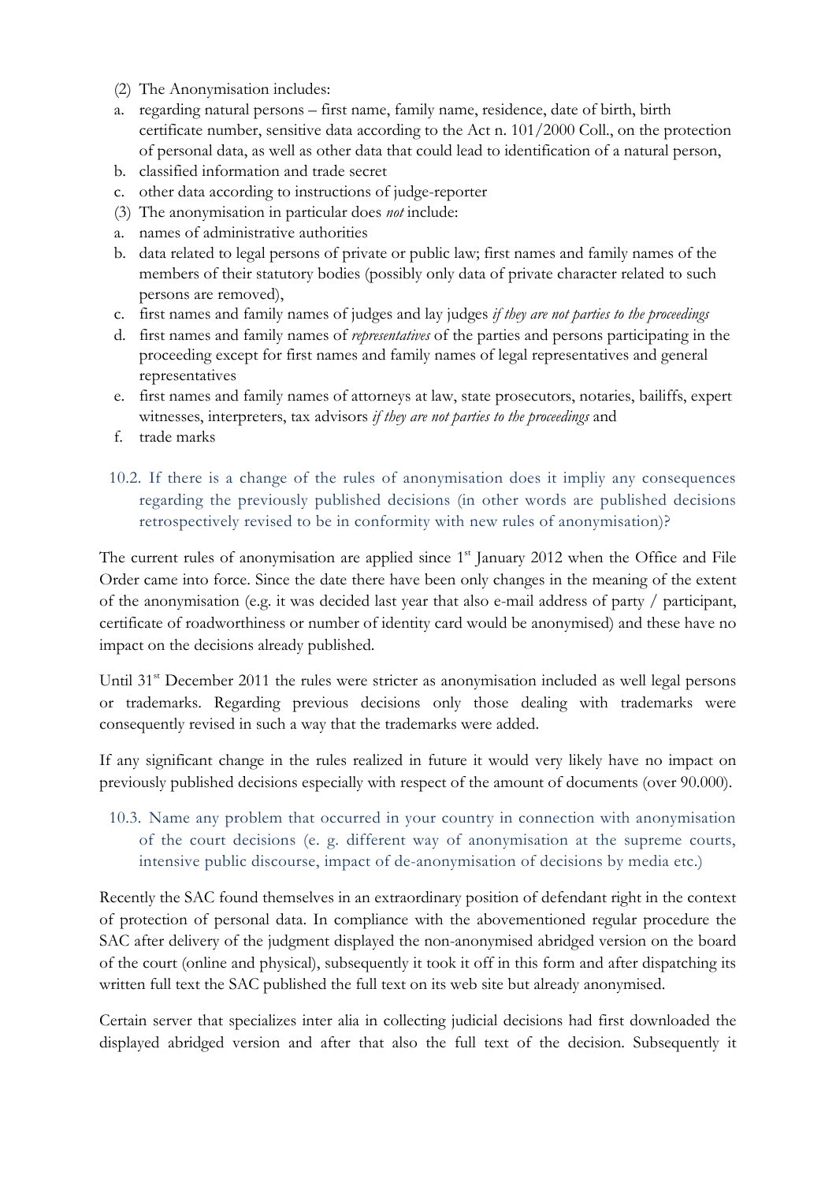(2) The Anonymisation includes:

a. regarding natural persons – first name, family name, residence, date of birth, birth certificate number, sensitive data according to the Act n. 101/2000 Coll., on the protection of personal data, as well as other data that could lead to identification of a natural person,
b. classified information and trade secret
c. other data according to instructions of judge-reporter

(3) The anonymisation in particular does *not* include:

a. names of administrative authorities
b. data related to legal persons of private or public law; first names and family names of the members of their statutory bodies (possibly only data of private character related to such persons are removed),
c. first names and family names of judges and lay judges *if they are not parties to the proceedings*
d. first names and family names of *representatives* of the parties and persons participating in the proceeding except for first names and family names of legal representatives and general representatives
e. first names and family names of attorneys at law, state prosecutors, notaries, bailiffs, expert witnesses, interpreters, tax advisors *if they are not parties to the proceedings* and
f. trade marks

### 10.2. If there is a change of the rules of anonymisation does it impliy any consequences regarding the previously published decisions (in other words are published decisions retrospectively revised to be in conformity with new rules of anonymisation)?

The current rules of anonymisation are applied since 1st January 2012 when the Office and File Order came into force. Since the date there have been only changes in the meaning of the extent of the anonymisation (e.g. it was decided last year that also e-mail address of party / participant, certificate of roadworthiness or number of identity card would be anonymised) and these have no impact on the decisions already published.

Until 31st December 2011 the rules were stricter as anonymisation included as well legal persons or trademarks. Regarding previous decisions only those dealing with trademarks were consequently revised in such a way that the trademarks were added.

If any significant change in the rules realized in future it would very likely have no impact on previously published decisions especially with respect of the amount of documents (over 90.000).

### 10.3. Name any problem that occurred in your country in connection with anonymisation of the court decisions (e. g. different way of anonymisation at the supreme courts, intensive public discourse, impact of de-anonymisation of decisions by media etc.)

Recently the SAC found themselves in an extraordinary position of defendant right in the context of protection of personal data. In compliance with the abovementioned regular procedure the SAC after delivery of the judgment displayed the non-anonymised abridged version on the board of the court (online and physical), subsequently it took it off in this form and after dispatching its written full text the SAC published the full text on its web site but already anonymised.

Certain server that specializes inter alia in collecting judicial decisions had first downloaded the displayed abridged version and after that also the full text of the decision. Subsequently it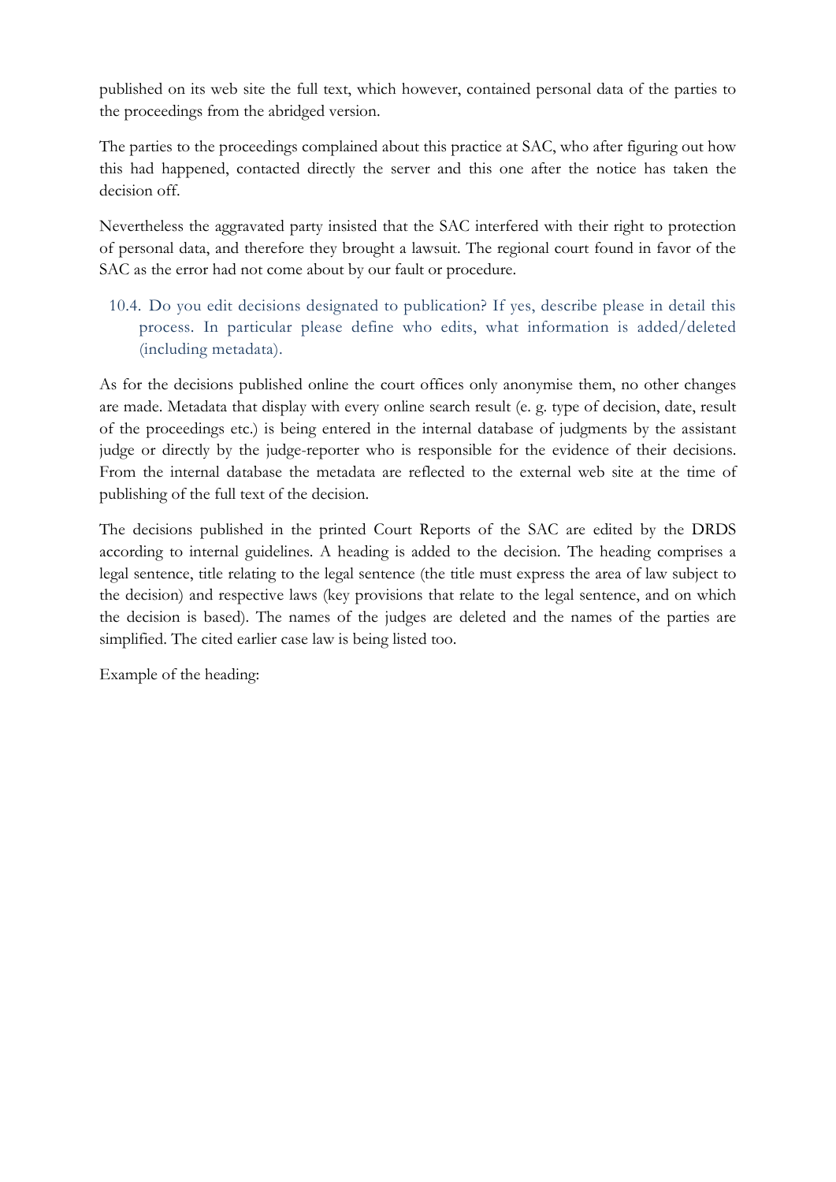published on its web site the full text, which however, contained personal data of the parties to the proceedings from the abridged version.

The parties to the proceedings complained about this practice at SAC, who after figuring out how this had happened, contacted directly the server and this one after the notice has taken the decision off.

Nevertheless the aggravated party insisted that the SAC interfered with their right to protection of personal data, and therefore they brought a lawsuit. The regional court found in favor of the SAC as the error had not come about by our fault or procedure.

### 10.4. Do you edit decisions designated to publication? If yes, describe please in detail this process. In particular please define who edits, what information is added/deleted (including metadata).

As for the decisions published online the court offices only anonymise them, no other changes are made. Metadata that display with every online search result (e. g. type of decision, date, result of the proceedings etc.) is being entered in the internal database of judgments by the assistant judge or directly by the judge-reporter who is responsible for the evidence of their decisions. From the internal database the metadata are reflected to the external web site at the time of publishing of the full text of the decision.

The decisions published in the printed Court Reports of the SAC are edited by the DRDS according to internal guidelines. A heading is added to the decision. The heading comprises a legal sentence, title relating to the legal sentence (the title must express the area of law subject to the decision) and respective laws (key provisions that relate to the legal sentence, and on which the decision is based). The names of the judges are deleted and the names of the parties are simplified. The cited earlier case law is being listed too.

Example of the heading: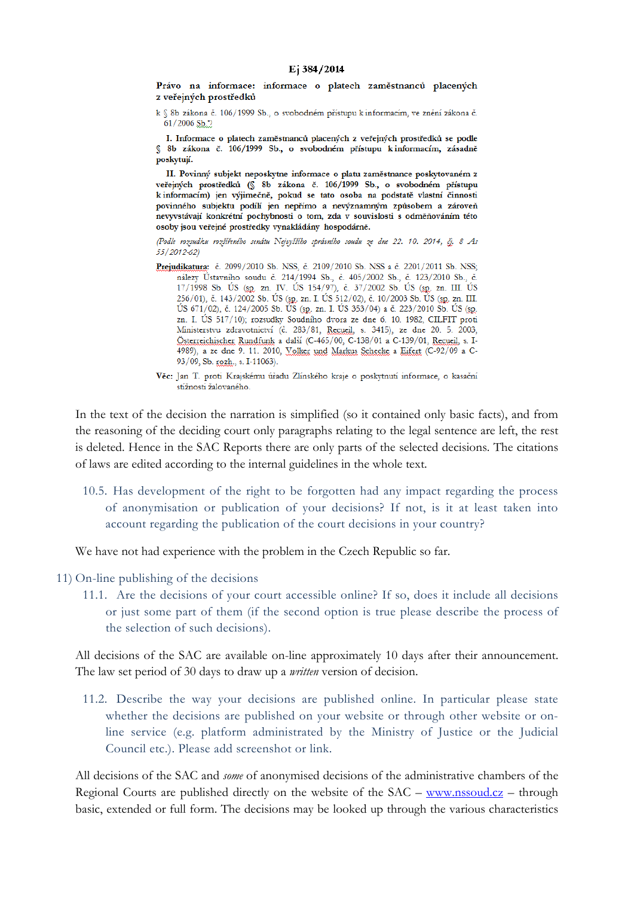**Ej 384/2014**

**Právo na informace: informace o platech zaměstnanců placených z veřejných prostředků**

k § 8b zákona č. 106/1999 Sb., o svobodném přístupu k informacím, ve znění zákona č. 61/2006 Sb.*)

**I. Informace o platech zaměstnanců placených z veřejných prostředků se podle § 8b zákona č. 106/1999 Sb., o svobodném přístupu k informacím, zásadně poskytují.**

**II. Povinný subjekt neposkytne informace o platu zaměstnance poskytovaném z veřejných prostředků (§ 8b zákona č. 106/1999 Sb., o svobodném přístupu k informacím) jen výjimečně, pokud se tato osoba na podstatě vlastní činnosti povinného subjektu podílí jen nepřímo a nevýznamným způsobem a zároveň nevyvstávají konkrétní pochybnosti o tom, zda v souvislosti s odměňováním této osoby jsou veřejné prostředky vynakládány hospodárně.**

*(Podle rozsudku rozšířeného senátu Nejvyššího správního soudu ze dne 22. 10. 2014, čj. 8 As 55/2012-62)*

**Prejudikatura:** č. 2099/2010 Sb. NSS, č. 2109/2010 Sb. NSS a č. 2201/2011 Sb. NSS; nálezy Ústavního soudu č. 214/1994 Sb., č. 405/2002 Sb., č. 123/2010 Sb., č. 17/1998 Sb. ÚS (sp. zn. IV. ÚS 154/97), č. 37/2002 Sb. ÚS (sp. zn. III. ÚS 256/01), č. 143/2002 Sb. ÚS (sp. zn. I. ÚS 512/02), č. 10/2003 Sb. ÚS (sp. zn. III. ÚS 671/02), č. 124/2005 Sb. ÚS (sp. zn. I. ÚS 353/04) a č. 223/2010 Sb. ÚS (sp. zn. I. ÚS 517/10); rozsudky Soudního dvora ze dne 6. 10. 1982, CILFIT proti Ministerstvu zdravotnictví (č. 283/81, Recueil, s. 3415), ze dne 20. 5. 2003, Österreichischer Rundfunk a další (C-465/00, C-138/01 a C-139/01, Recueil, s. I-4989), a ze dne 9. 11. 2010, Volker und Markus Schecke a Eifert (C-92/09 a C-93/09, Sb. rozh., s. I-11063).

**Věc:** Jan T. proti Krajskému úřadu Zlínského kraje o poskytnutí informace, o kasační stížnosti žalovaného.

In the text of the decision the narration is simplified (so it contained only basic facts), and from the reasoning of the deciding court only paragraphs relating to the legal sentence are left, the rest is deleted. Hence in the SAC Reports there are only parts of the selected decisions. The citations of laws are edited according to the internal guidelines in the whole text.

10.5. Has development of the right to be forgotten had any impact regarding the process of anonymisation or publication of your decisions? If not, is it at least taken into account regarding the publication of the court decisions in your country?

We have not had experience with the problem in the Czech Republic so far.

## 11) On-line publishing of the decisions

11.1. Are the decisions of your court accessible online? If so, does it include all decisions or just some part of them (if the second option is true please describe the process of the selection of such decisions).

All decisions of the SAC are available on-line approximately 10 days after their announcement. The law set period of 30 days to draw up a *written* version of decision.

11.2. Describe the way your decisions are published online. In particular please state whether the decisions are published on your website or through other website or on-line service (e.g. platform administrated by the Ministry of Justice or the Judicial Council etc.). Please add screenshot or link.

All decisions of the SAC and *some* of anonymised decisions of the administrative chambers of the Regional Courts are published directly on the website of the SAC – www.nssoud.cz – through basic, extended or full form. The decisions may be looked up through the various characteristics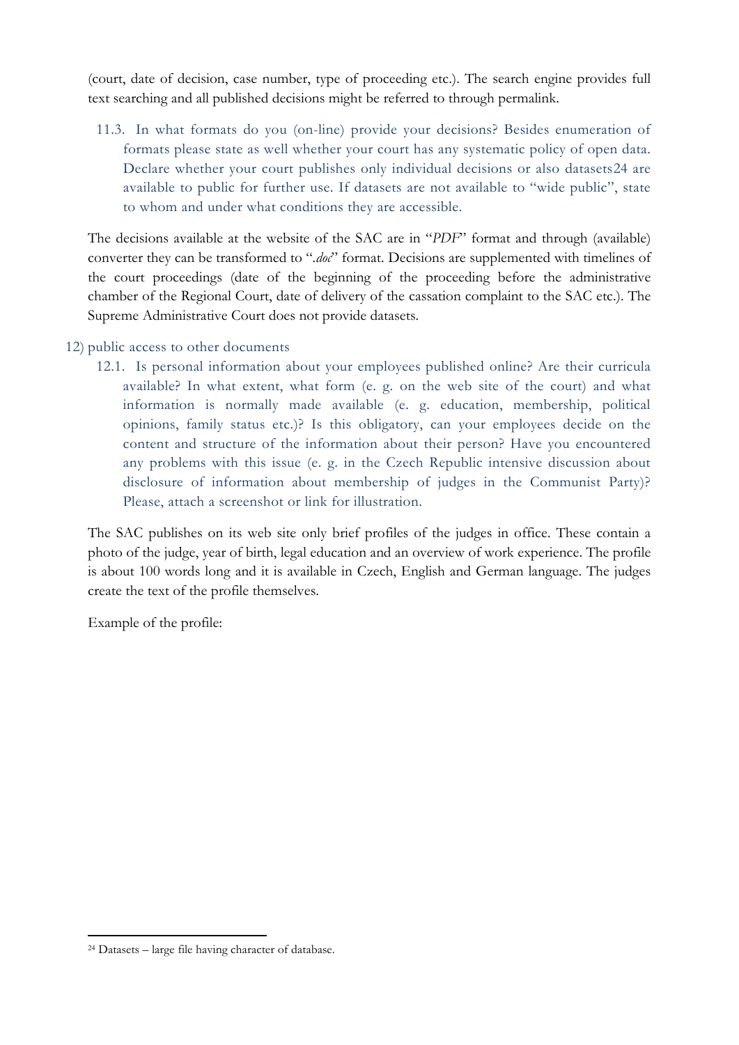(court, date of decision, case number, type of proceeding etc.). The search engine provides full text searching and all published decisions might be referred to through permalink.

11.3. In what formats do you (on-line) provide your decisions? Besides enumeration of formats please state as well whether your court has any systematic policy of open data. Declare whether your court publishes only individual decisions or also datasets[24] are available to public for further use. If datasets are not available to "wide public", state to whom and under what conditions they are accessible.

The decisions available at the website of the SAC are in "*PDF*" format and through (available) converter they can be transformed to "*.doc*" format. Decisions are supplemented with timelines of the court proceedings (date of the beginning of the proceeding before the administrative chamber of the Regional Court, date of delivery of the cassation complaint to the SAC etc.). The Supreme Administrative Court does not provide datasets.

12) public access to other documents

12.1. Is personal information about your employees published online? Are their curricula available? In what extent, what form (e. g. on the web site of the court) and what information is normally made available (e. g. education, membership, political opinions, family status etc.)? Is this obligatory, can your employees decide on the content and structure of the information about their person? Have you encountered any problems with this issue (e. g. in the Czech Republic intensive discussion about disclosure of information about membership of judges in the Communist Party)? Please, attach a screenshot or link for illustration.

The SAC publishes on its web site only brief profiles of the judges in office. These contain a photo of the judge, year of birth, legal education and an overview of work experience. The profile is about 100 words long and it is available in Czech, English and German language. The judges create the text of the profile themselves.

Example of the profile:

[24] Datasets – large file having character of database.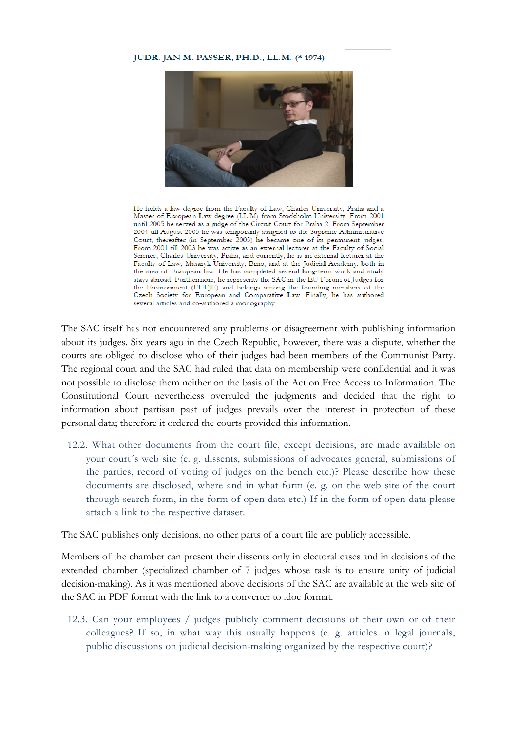**JUDR. JAN M. PASSER, PH.D., LL.M. (* 1974)**

He holds a law degree from the Faculty of Law, Charles University, Praha and a Master of European Law degree (LL.M) from Stockholm University. From 2001 until 2005 he served as a judge of the Circuit Court for Praha 2. From September 2004 till August 2005 he was temporarily assigned to the Supreme Administrative Court, thereafter (in September 2005) he became one of its permanent judges. From 2001 till 2003 he was active as an external lecturer at the Faculty of Social Science, Charles University, Praha, and currently, he is an external lecturer at the Faculty of Law, Masaryk University, Brno, and at the Judicial Academy, both in the area of European law. He has completed several long-term work and study stays abroad. Furthermore, he represents the SAC in the EU Forum of Judges for the Environment (EUFJE) and belongs among the founding members of the Czech Society for European and Comparative Law. Finally, he has authored several articles and co-authored a monography.

The SAC itself has not encountered any problems or disagreement with publishing information about its judges. Six years ago in the Czech Republic, however, there was a dispute, whether the courts are obliged to disclose who of their judges had been members of the Communist Party. The regional court and the SAC had ruled that data on membership were confidential and it was not possible to disclose them neither on the basis of the Act on Free Access to Information. The Constitutional Court nevertheless overruled the judgments and decided that the right to information about partisan past of judges prevails over the interest in protection of these personal data; therefore it ordered the courts provided this information.

12.2. What other documents from the court file, except decisions, are made available on your court´s web site (e. g. dissents, submissions of advocates general, submissions of the parties, record of voting of judges on the bench etc.)? Please describe how these documents are disclosed, where and in what form (e. g. on the web site of the court through search form, in the form of open data etc.) If in the form of open data please attach a link to the respective dataset.

The SAC publishes only decisions, no other parts of a court file are publicly accessible.

Members of the chamber can present their dissents only in electoral cases and in decisions of the extended chamber (specialized chamber of 7 judges whose task is to ensure unity of judicial decision-making). As it was mentioned above decisions of the SAC are available at the web site of the SAC in PDF format with the link to a converter to .doc format.

12.3. Can your employees / judges publicly comment decisions of their own or of their colleagues? If so, in what way this usually happens (e. g. articles in legal journals, public discussions on judicial decision-making organized by the respective court)?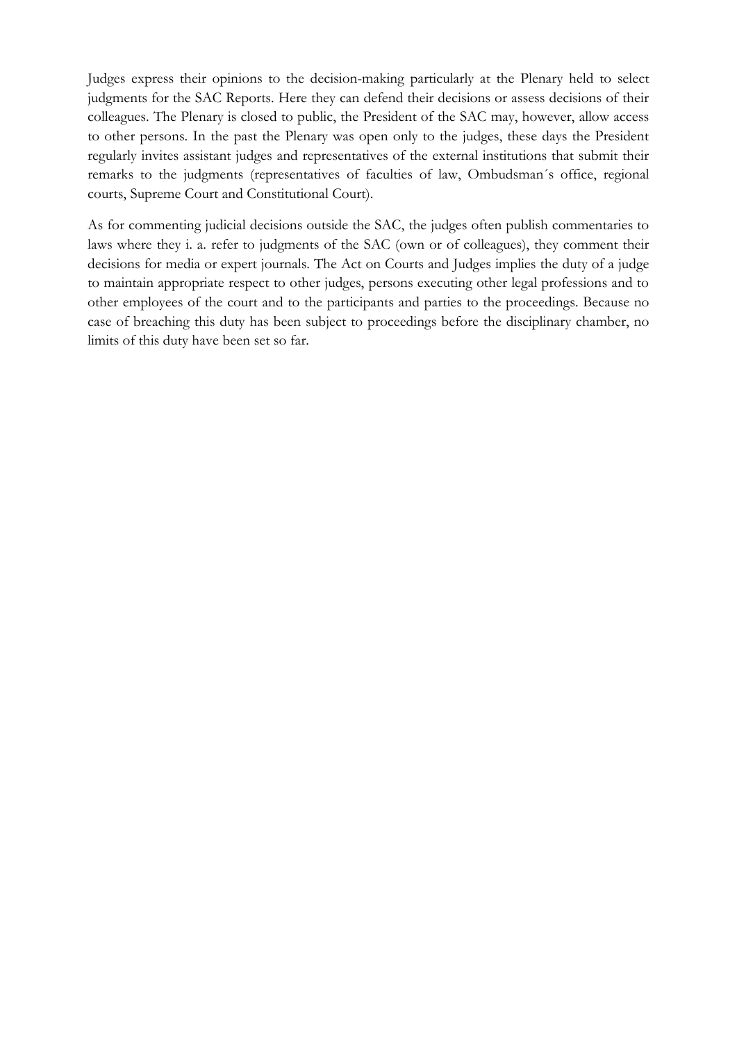Judges express their opinions to the decision-making particularly at the Plenary held to select judgments for the SAC Reports. Here they can defend their decisions or assess decisions of their colleagues. The Plenary is closed to public, the President of the SAC may, however, allow access to other persons. In the past the Plenary was open only to the judges, these days the President regularly invites assistant judges and representatives of the external institutions that submit their remarks to the judgments (representatives of faculties of law, Ombudsman´s office, regional courts, Supreme Court and Constitutional Court).

As for commenting judicial decisions outside the SAC, the judges often publish commentaries to laws where they i. a. refer to judgments of the SAC (own or of colleagues), they comment their decisions for media or expert journals. The Act on Courts and Judges implies the duty of a judge to maintain appropriate respect to other judges, persons executing other legal professions and to other employees of the court and to the participants and parties to the proceedings. Because no case of breaching this duty has been subject to proceedings before the disciplinary chamber, no limits of this duty have been set so far.